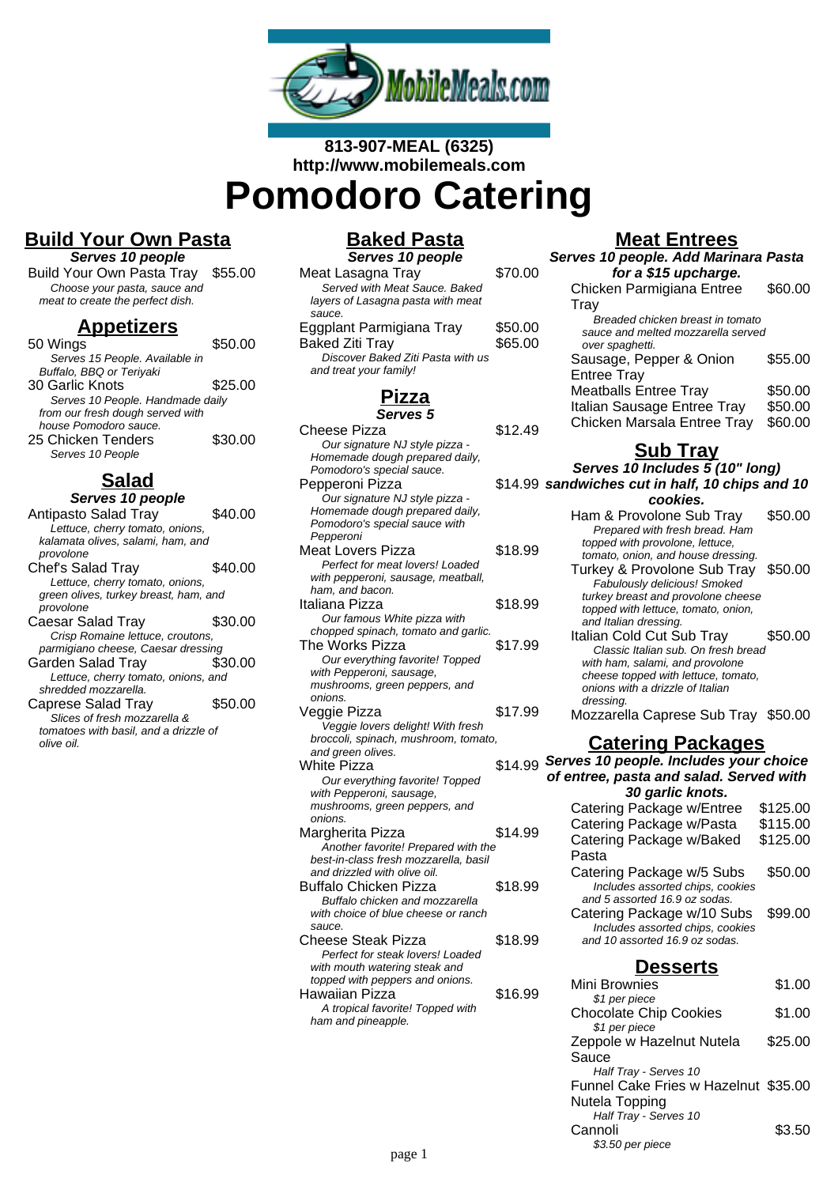**813-907-MEAL (6325)**
**http://www.mobilemeals.com**

# Pomodoro Catering

## Build Your Own Pasta

***Serves 10 people***

Build Your Own Pasta Tray $55.00
*Choose your pasta, sauce and meat to create the perfect dish.*

## Appetizers

50 Wings $50.00
*Serves 15 People. Available in Buffalo, BBQ or Teriyaki*

30 Garlic Knots $25.00
*Serves 10 People. Handmade daily from our fresh dough served with house Pomodoro sauce.*

25 Chicken Tenders $30.00
*Serves 10 People*

## Salad

***Serves 10 people***

Antipasto Salad Tray $40.00
*Lettuce, cherry tomato, onions, kalamata olives, salami, ham, and provolone*

Chef's Salad Tray $40.00
*Lettuce, cherry tomato, onions, green olives, turkey breast, ham, and provolone*

Caesar Salad Tray $30.00
*Crisp Romaine lettuce, croutons, parmigiano cheese, Caesar dressing*

Garden Salad Tray $30.00
*Lettuce, cherry tomato, onions, and shredded mozzarella.*

Caprese Salad Tray $50.00
*Slices of fresh mozzarella & tomatoes with basil, and a drizzle of olive oil.*

## Baked Pasta

***Serves 10 people***

Meat Lasagna Tray $70.00
*Served with Meat Sauce. Baked layers of Lasagna pasta with meat sauce.*

Eggplant Parmigiana Tray $50.00

Baked Ziti Tray $65.00
*Discover Baked Ziti Pasta with us and treat your family!*

## Pizza

***Serves 5***

Cheese Pizza $12.49
*Our signature NJ style pizza - Homemade dough prepared daily, Pomodoro's special sauce.*

Pepperoni Pizza $14.99
*Our signature NJ style pizza - Homemade dough prepared daily, Pomodoro's special sauce with Pepperoni*

Meat Lovers Pizza $18.99
*Perfect for meat lovers! Loaded with pepperoni, sausage, meatball, ham, and bacon.*

Italiana Pizza $18.99
*Our famous White pizza with chopped spinach, tomato and garlic.*

The Works Pizza $17.99
*Our everything favorite! Topped with Pepperoni, sausage, mushrooms, green peppers, and onions.*

Veggie Pizza $17.99
*Veggie lovers delight! With fresh broccoli, spinach, mushroom, tomato, and green olives.*

White Pizza $14.99
*Our everything favorite! Topped with Pepperoni, sausage, mushrooms, green peppers, and onions.*

Margherita Pizza $14.99
*Another favorite! Prepared with the best-in-class fresh mozzarella, basil and drizzled with olive oil.*

Buffalo Chicken Pizza $18.99
*Buffalo chicken and mozzarella with choice of blue cheese or ranch sauce.*

Cheese Steak Pizza $18.99
*Perfect for steak lovers! Loaded with mouth watering steak and topped with peppers and onions.*

Hawaiian Pizza $16.99
*A tropical favorite! Topped with ham and pineapple.*

## Meat Entrees

***Serves 10 people. Add Marinara Pasta for a $15 upcharge.***

Chicken Parmigiana Entree Tray $60.00
*Breaded chicken breast in tomato sauce and melted mozzarella served over spaghetti.*

Sausage, Pepper & Onion Entree Tray $55.00

Meatballs Entree Tray $50.00

Italian Sausage Entree Tray $50.00

Chicken Marsala Entree Tray $60.00

## Sub Tray

***Serves 10 Includes 5 (10" long) sandwiches cut in half, 10 chips and 10 cookies.***

Ham & Provolone Sub Tray $50.00
*Prepared with fresh bread. Ham topped with provolone, lettuce, tomato, onion, and house dressing.*

Turkey & Provolone Sub Tray $50.00
*Fabulously delicious! Smoked turkey breast and provolone cheese topped with lettuce, tomato, onion, and Italian dressing.*

Italian Cold Cut Sub Tray $50.00
*Classic Italian sub. On fresh bread with ham, salami, and provolone cheese topped with lettuce, tomato, onions with a drizzle of Italian dressing.*

Mozzarella Caprese Sub Tray $50.00

## Catering Packages

***Serves 10 people. Includes your choice of entree, pasta and salad. Served with 30 garlic knots.***

Catering Package w/Entree $125.00

Catering Package w/Pasta $115.00

Catering Package w/Baked Pasta $125.00

Catering Package w/5 Subs $50.00
*Includes assorted chips, cookies and 5 assorted 16.9 oz sodas.*

Catering Package w/10 Subs $99.00
*Includes assorted chips, cookies and 10 assorted 16.9 oz sodas.*

## Desserts

Mini Brownies $1.00
*$1 per piece*

Chocolate Chip Cookies $1.00
*$1 per piece*

Zeppole w Hazelnut Nutela Sauce $25.00
*Half Tray - Serves 10*

Funnel Cake Fries w Hazelnut Nutela Topping $35.00
*Half Tray - Serves 10*

Cannoli $3.50
*$3.50 per piece*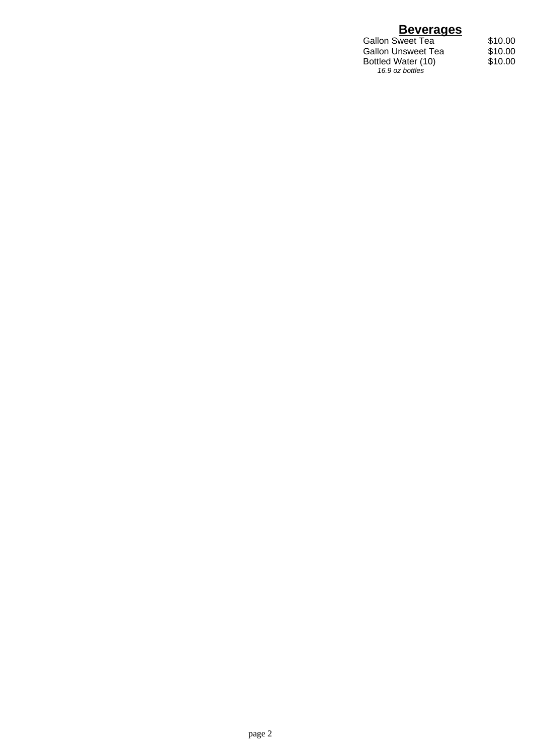## **Beverages**

| | |
|---|---|
| Gallon Sweet Tea | \$10.00 |
| Gallon Unsweet Tea | \$10.00 |
| Bottled Water (10)<br>*16.9 oz bottles* | \$10.00 |